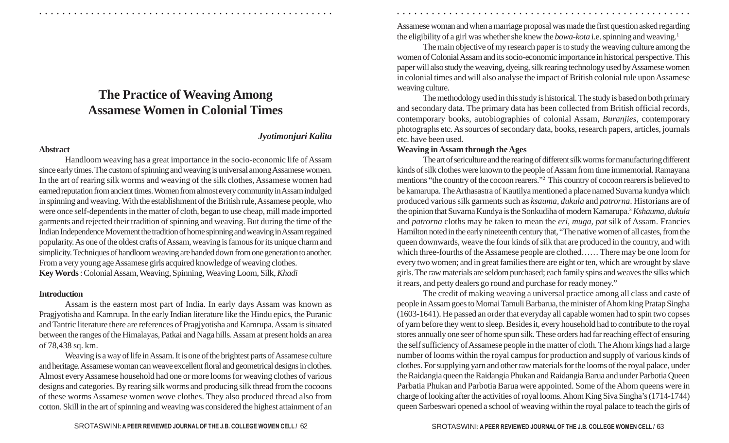# The Practice of Weaving Among Assamese Women in Colonial Times

***Jyotimonjuri Kalita***

**Abstract**

Handloom weaving has a great importance in the socio-economic life of Assam since early times. The custom of spinning and weaving is universal among Assamese women. In the art of rearing silk worms and weaving of the silk clothes, Assamese women had earned reputation from ancient times. Women from almost every community in Assam indulged in spinning and weaving. With the establishment of the British rule, Assamese people, who were once self-dependents in the matter of cloth, began to use cheap, mill made imported garments and rejected their tradition of spinning and weaving. But during the time of the Indian Independence Movement the tradition of home spinning and weaving in Assam regained popularity. As one of the oldest crafts of Assam, weaving is famous for its unique charm and simplicity. Techniques of handloom weaving are handed down from one generation to another. From a very young age Assamese girls acquired knowledge of weaving clothes.

**Key Words** : Colonial Assam, Weaving, Spinning, Weaving Loom, Silk, *Khadi*

**Introduction**

Assam is the eastern most part of India. In early days Assam was known as Pragjyotisha and Kamrupa. In the early Indian literature like the Hindu epics, the Puranic and Tantric literature there are references of Pragjyotisha and Kamrupa. Assam is situated between the ranges of the Himalayas, Patkai and Naga hills. Assam at present holds an area of 78,438 sq. km.

Weaving is a way of life in Assam. It is one of the brightest parts of Assamese culture and heritage. Assamese woman can weave excellent floral and geometrical designs in clothes. Almost every Assamese household had one or more looms for weaving clothes of various designs and categories. By rearing silk worms and producing silk thread from the cocoons of these worms Assamese women wove clothes. They also produced thread also from cotton. Skill in the art of spinning and weaving was considered the highest attainment of an Assamese woman and when a marriage proposal was made the first question asked regarding the eligibility of a girl was whether she knew the *bowa-kota* i.e. spinning and weaving.[1]

The main objective of my research paper is to study the weaving culture among the women of Colonial Assam and its socio-economic importance in historical perspective. This paper will also study the weaving, dyeing, silk rearing technology used by Assamese women in colonial times and will also analyse the impact of British colonial rule upon Assamese weaving culture.

The methodology used in this study is historical. The study is based on both primary and secondary data. The primary data has been collected from British official records, contemporary books, autobiographies of colonial Assam, *Buranjies*, contemporary photographs etc. As sources of secondary data, books, research papers, articles, journals etc. have been used.

**Weaving in Assam through the Ages**

The art of sericulture and the rearing of different silk worms for manufacturing different kinds of silk clothes were known to the people of Assam from time immemorial. Ramayana mentions "the country of the cocoon rearers."[2] This country of cocoon rearers is believed to be kamarupa. The Arthasastra of Kautilya mentioned a place named Suvarna kundya which produced various silk garments such as *ksauma*, *dukula* and *patrorna*. Historians are of the opinion that Suvarna Kundya is the Sonkudiha of modern Kamarupa.[3] *Kshauma*, *dukula* and *patrorna* cloths may be taken to mean the *eri*, *muga*, *pat* silk of Assam. Francies Hamilton noted in the early nineteenth century that, "The native women of all castes, from the queen downwards, weave the four kinds of silk that are produced in the country, and with which three-fourths of the Assamese people are clothed…… There may be one loom for every two women; and in great families there are eight or ten, which are wrought by slave girls. The raw materials are seldom purchased; each family spins and weaves the silks which it rears, and petty dealers go round and purchase for ready money."

The credit of making weaving a universal practice among all class and caste of people in Assam goes to Momai Tamuli Barbarua, the minister of Ahom king Pratap Singha (1603-1641). He passed an order that everyday all capable women had to spin two copses of yarn before they went to sleep. Besides it, every household had to contribute to the royal stores annually one seer of home spun silk. These orders had far reaching effect of ensuring the self sufficiency of Assamese people in the matter of cloth. The Ahom kings had a large number of looms within the royal campus for production and supply of various kinds of clothes. For supplying yarn and other raw materials for the looms of the royal palace, under the Raidangia queen the Raidangia Phukan and Raidangia Barua and under Parbotia Queen Parbatia Phukan and Parbotia Barua were appointed. Some of the Ahom queens were in charge of looking after the activities of royal looms. Ahom King Siva Singha's (1714-1744) queen Sarbeswari opened a school of weaving within the royal palace to teach the girls of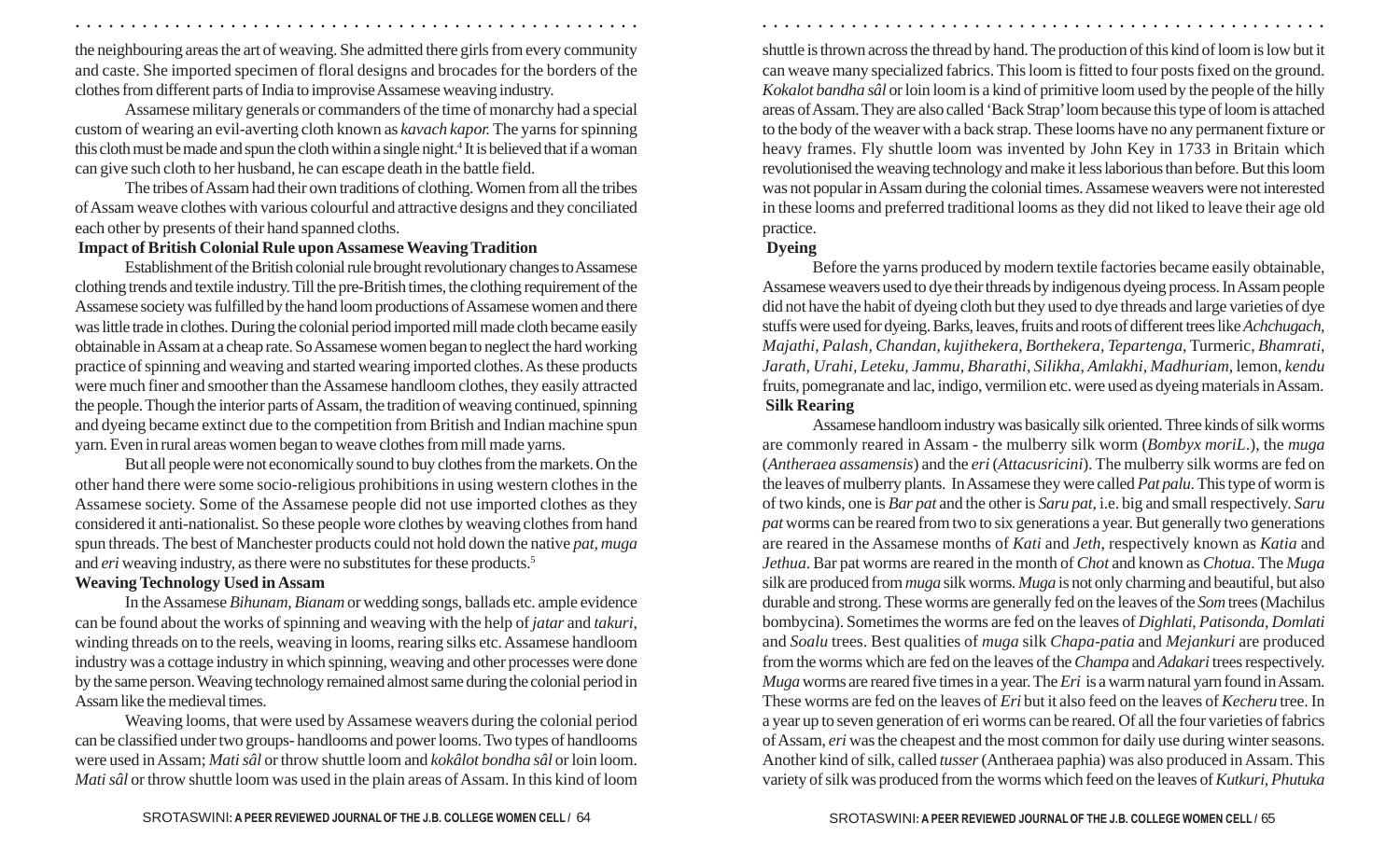the neighbouring areas the art of weaving. She admitted there girls from every community and caste. She imported specimen of floral designs and brocades for the borders of the clothes from different parts of India to improvise Assamese weaving industry.

Assamese military generals or commanders of the time of monarchy had a special custom of wearing an evil-averting cloth known as *kavach kapor.* The yarns for spinning this cloth must be made and spun the cloth within a single night.[4] It is believed that if a woman can give such cloth to her husband, he can escape death in the battle field.

The tribes of Assam had their own traditions of clothing. Women from all the tribes of Assam weave clothes with various colourful and attractive designs and they conciliated each other by presents of their hand spanned cloths.

**Impact of British Colonial Rule upon Assamese Weaving Tradition**

Establishment of the British colonial rule brought revolutionary changes to Assamese clothing trends and textile industry. Till the pre-British times, the clothing requirement of the Assamese society was fulfilled by the hand loom productions of Assamese women and there was little trade in clothes. During the colonial period imported mill made cloth became easily obtainable in Assam at a cheap rate. So Assamese women began to neglect the hard working practice of spinning and weaving and started wearing imported clothes. As these products were much finer and smoother than the Assamese handloom clothes, they easily attracted the people. Though the interior parts of Assam, the tradition of weaving continued, spinning and dyeing became extinct due to the competition from British and Indian machine spun yarn. Even in rural areas women began to weave clothes from mill made yarns.

But all people were not economically sound to buy clothes from the markets. On the other hand there were some socio-religious prohibitions in using western clothes in the Assamese society. Some of the Assamese people did not use imported clothes as they considered it anti-nationalist. So these people wore clothes by weaving clothes from hand spun threads. The best of Manchester products could not hold down the native *pat, muga* and *eri* weaving industry, as there were no substitutes for these products.[5]

**Weaving Technology Used in Assam**

In the Assamese *Bihunam, Bianam* or wedding songs, ballads etc. ample evidence can be found about the works of spinning and weaving with the help of *jatar* and *takuri*, winding threads on to the reels, weaving in looms, rearing silks etc. Assamese handloom industry was a cottage industry in which spinning, weaving and other processes were done by the same person. Weaving technology remained almost same during the colonial period in Assam like the medieval times.

Weaving looms, that were used by Assamese weavers during the colonial period can be classified under two groups- handlooms and power looms. Two types of handlooms were used in Assam; *Mati sâl* or throw shuttle loom and *kokâlot bondha sâl* or loin loom. *Mati sâl* or throw shuttle loom was used in the plain areas of Assam. In this kind of loom shuttle is thrown across the thread by hand. The production of this kind of loom is low but it can weave many specialized fabrics. This loom is fitted to four posts fixed on the ground. *Kokalot bandha sâl* or loin loom is a kind of primitive loom used by the people of the hilly areas of Assam. They are also called 'Back Strap' loom because this type of loom is attached to the body of the weaver with a back strap. These looms have no any permanent fixture or heavy frames. Fly shuttle loom was invented by John Key in 1733 in Britain which revolutionised the weaving technology and make it less laborious than before. But this loom was not popular in Assam during the colonial times. Assamese weavers were not interested in these looms and preferred traditional looms as they did not liked to leave their age old practice.

**Dyeing**

Before the yarns produced by modern textile factories became easily obtainable, Assamese weavers used to dye their threads by indigenous dyeing process. In Assam people did not have the habit of dyeing cloth but they used to dye threads and large varieties of dye stuffs were used for dyeing. Barks, leaves, fruits and roots of different trees like *Achchugach, Majathi, Palash, Chandan, kujithekera, Borthekera, Tepartenga,* Turmeric, *Bhamrati, Jarath, Urahi, Leteku, Jammu, Bharathi, Silikha, Amlakhi, Madhuriam,* lemon, *kendu* fruits, pomegranate and lac, indigo, vermilion etc. were used as dyeing materials in Assam.

**Silk Rearing**

Assamese handloom industry was basically silk oriented. Three kinds of silk worms are commonly reared in Assam - the mulberry silk worm (*Bombyx moriL.*), the *muga* (*Antheraea assamensis*) and the *eri* (*Attacusricini*). The mulberry silk worms are fed on the leaves of mulberry plants. In Assamese they were called *Pat palu*. This type of worm is of two kinds, one is *Bar pat* and the other is *Saru pat*, i.e. big and small respectively. *Saru pat* worms can be reared from two to six generations a year. But generally two generations are reared in the Assamese months of *Kati* and *Jeth*, respectively known as *Katia* and *Jethua*. Bar pat worms are reared in the month of *Chot* and known as *Chotua*. The *Muga* silk are produced from *muga* silk worms. *Muga* is not only charming and beautiful, but also durable and strong. These worms are generally fed on the leaves of the *Som* trees (Machilus bombycina). Sometimes the worms are fed on the leaves of *Dighlati, Patisonda, Domlati* and *Soalu* trees. Best qualities of *muga* silk *Chapa-patia* and *Mejankuri* are produced from the worms which are fed on the leaves of the *Champa* and *Adakari* trees respectively. *Muga* worms are reared five times in a year. The *Eri* is a warm natural yarn found in Assam. These worms are fed on the leaves of *Eri* but it also feed on the leaves of *Kecheru* tree. In a year up to seven generation of eri worms can be reared. Of all the four varieties of fabrics of Assam, *eri* was the cheapest and the most common for daily use during winter seasons. Another kind of silk, called *tusser* (Antheraea paphia) was also produced in Assam. This variety of silk was produced from the worms which feed on the leaves of *Kutkuri, Phutuka*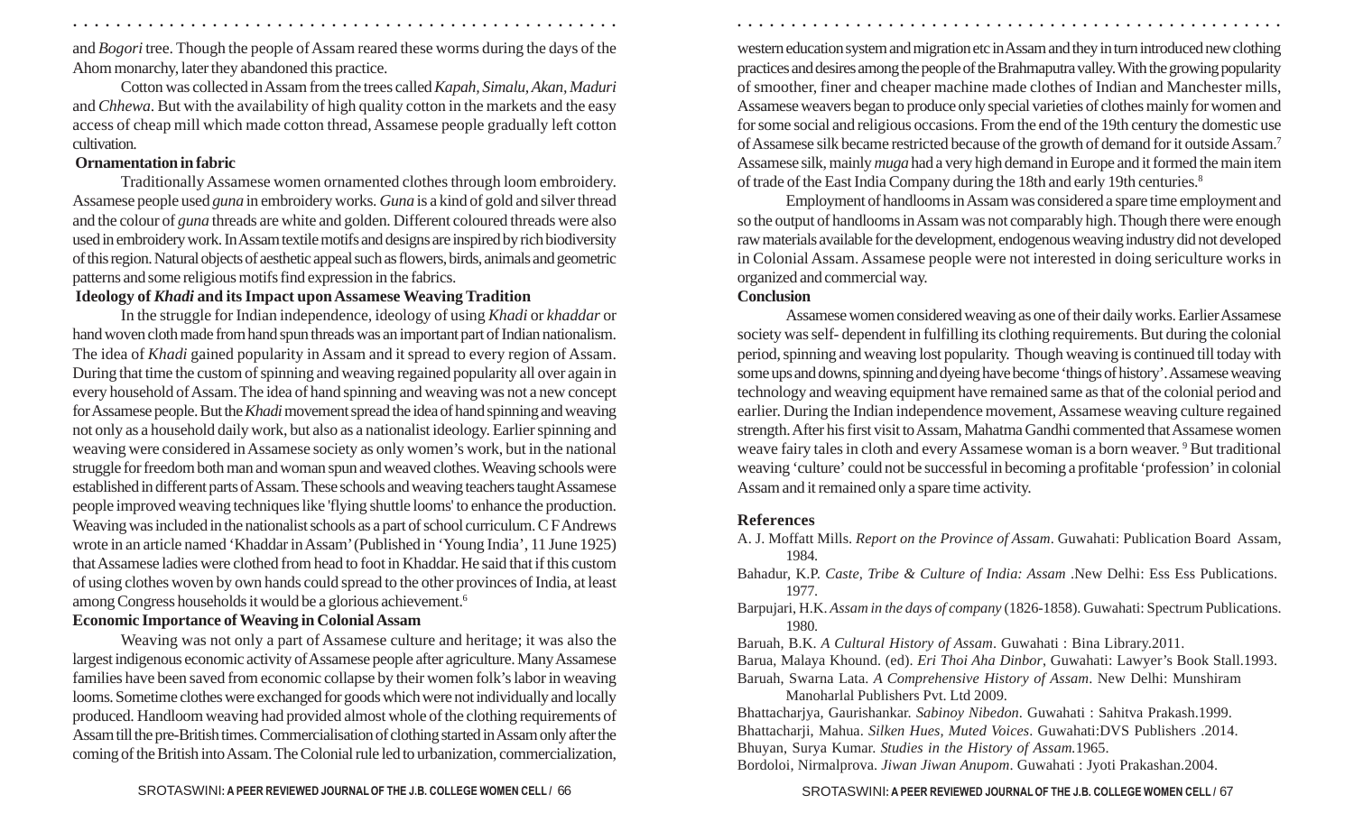and *Bogori* tree. Though the people of Assam reared these worms during the days of the Ahom monarchy, later they abandoned this practice.

Cotton was collected in Assam from the trees called *Kapah, Simalu, Akan, Maduri* and *Chhewa*. But with the availability of high quality cotton in the markets and the easy access of cheap mill which made cotton thread, Assamese people gradually left cotton cultivation.

**Ornamentation in fabric**

Traditionally Assamese women ornamented clothes through loom embroidery. Assamese people used *guna* in embroidery works. *Guna* is a kind of gold and silver thread and the colour of *guna* threads are white and golden. Different coloured threads were also used in embroidery work. In Assam textile motifs and designs are inspired by rich biodiversity of this region. Natural objects of aesthetic appeal such as flowers, birds, animals and geometric patterns and some religious motifs find expression in the fabrics.

**Ideology of *Khadi* and its Impact upon Assamese Weaving Tradition**

In the struggle for Indian independence, ideology of using *Khadi* or *khaddar* or hand woven cloth made from hand spun threads was an important part of Indian nationalism. The idea of *Khadi* gained popularity in Assam and it spread to every region of Assam. During that time the custom of spinning and weaving regained popularity all over again in every household of Assam. The idea of hand spinning and weaving was not a new concept for Assamese people. But the *Khadi* movement spread the idea of hand spinning and weaving not only as a household daily work, but also as a nationalist ideology. Earlier spinning and weaving were considered in Assamese society as only women's work, but in the national struggle for freedom both man and woman spun and weaved clothes. Weaving schools were established in different parts of Assam. These schools and weaving teachers taught Assamese people improved weaving techniques like 'flying shuttle looms' to enhance the production. Weaving was included in the nationalist schools as a part of school curriculum. C F Andrews wrote in an article named 'Khaddar in Assam' (Published in 'Young India', 11 June 1925) that Assamese ladies were clothed from head to foot in Khaddar. He said that if this custom of using clothes woven by own hands could spread to the other provinces of India, at least among Congress households it would be a glorious achievement.[6]

**Economic Importance of Weaving in Colonial Assam**

Weaving was not only a part of Assamese culture and heritage; it was also the largest indigenous economic activity of Assamese people after agriculture. Many Assamese families have been saved from economic collapse by their women folk's labor in weaving looms. Sometime clothes were exchanged for goods which were not individually and locally produced. Handloom weaving had provided almost whole of the clothing requirements of Assam till the pre-British times. Commercialisation of clothing started in Assam only after the coming of the British into Assam. The Colonial rule led to urbanization, commercialization, western education system and migration etc in Assam and they in turn introduced new clothing practices and desires among the people of the Brahmaputra valley. With the growing popularity of smoother, finer and cheaper machine made clothes of Indian and Manchester mills, Assamese weavers began to produce only special varieties of clothes mainly for women and for some social and religious occasions. From the end of the 19th century the domestic use of Assamese silk became restricted because of the growth of demand for it outside Assam.[7] Assamese silk, mainly *muga* had a very high demand in Europe and it formed the main item of trade of the East India Company during the 18th and early 19th centuries.[8]

Employment of handlooms in Assam was considered a spare time employment and so the output of handlooms in Assam was not comparably high. Though there were enough raw materials available for the development, endogenous weaving industry did not developed in Colonial Assam. Assamese people were not interested in doing sericulture works in organized and commercial way.

**Conclusion**

Assamese women considered weaving as one of their daily works. Earlier Assamese society was self- dependent in fulfilling its clothing requirements. But during the colonial period, spinning and weaving lost popularity. Though weaving is continued till today with some ups and downs, spinning and dyeing have become 'things of history'. Assamese weaving technology and weaving equipment have remained same as that of the colonial period and earlier. During the Indian independence movement, Assamese weaving culture regained strength. After his first visit to Assam, Mahatma Gandhi commented that Assamese women weave fairy tales in cloth and every Assamese woman is a born weaver.[9] But traditional weaving 'culture' could not be successful in becoming a profitable 'profession' in colonial Assam and it remained only a spare time activity.

**References**

A. J. Moffatt Mills. *Report on the Province of Assam*. Guwahati: Publication Board Assam, 1984.

Bahadur, K.P. *Caste, Tribe & Culture of India: Assam* .New Delhi: Ess Ess Publications. 1977.

Barpujari, H.K. *Assam in the days of company* (1826-1858). Guwahati: Spectrum Publications. 1980.

Baruah, B.K. *A Cultural History of Assam*. Guwahati : Bina Library.2011.

Barua, Malaya Khound. (ed). *Eri Thoi Aha Dinbor*, Guwahati: Lawyer's Book Stall.1993.

Baruah, Swarna Lata. *A Comprehensive History of Assam*. New Delhi: Munshiram Manoharlal Publishers Pvt. Ltd 2009.

Bhattacharjya, Gaurishankar. *Sabinoy Nibedon*. Guwahati : Sahitva Prakash.1999.

Bhattacharji, Mahua. *Silken Hues, Muted Voices*. Guwahati:DVS Publishers .2014.

Bhuyan, Surya Kumar. *Studies in the History of Assam.*1965.

Bordoloi, Nirmalprova. *Jiwan Jiwan Anupom*. Guwahati : Jyoti Prakashan.2004.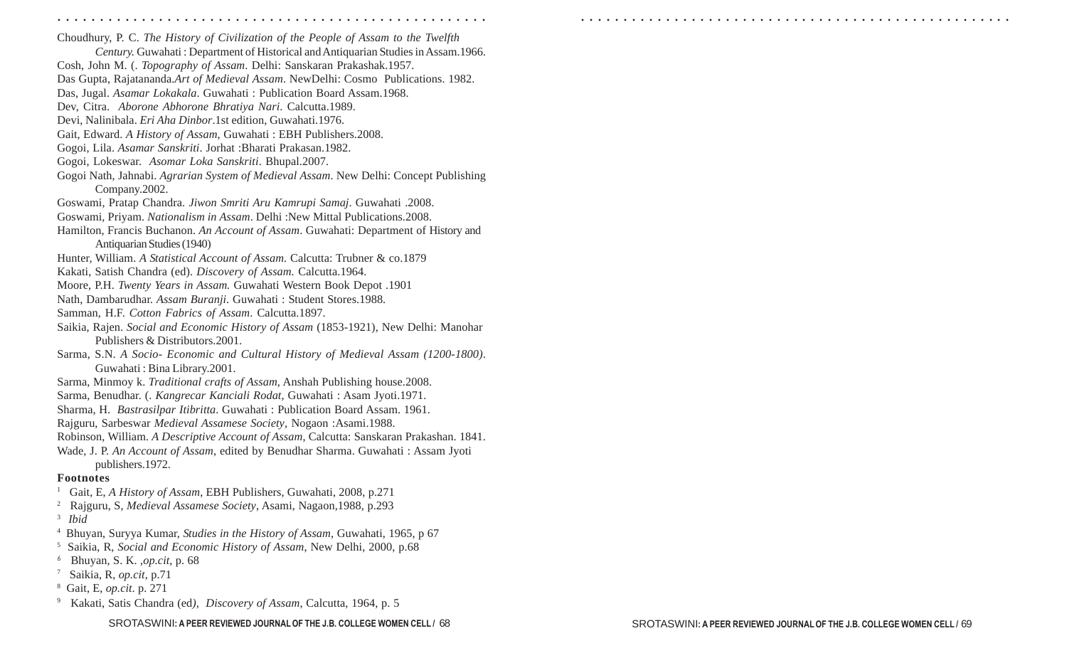Choudhury, P. C. *The History of Civilization of the People of Assam to the Twelfth Century.* Guwahati : Department of Historical and Antiquarian Studies in Assam.1966.

Cosh, John M. (. *Topography of Assam*. Delhi: Sanskaran Prakashak.1957.

Das Gupta, Rajatananda.*Art of Medieval Assam*. NewDelhi: Cosmo Publications. 1982.

Das, Jugal. *Asamar Lokakala*. Guwahati : Publication Board Assam.1968.

Dev, Citra. *Aborone Abhorone Bhratiya Nari.* Calcutta.1989.

Devi, Nalinibala. *Eri Aha Dinbor*.1st edition, Guwahati.1976.

Gait, Edward. *A History of Assam*, Guwahati : EBH Publishers.2008.

Gogoi, Lila. *Asamar Sanskriti*. Jorhat :Bharati Prakasan.1982.

Gogoi, Lokeswar. *Asomar Loka Sanskriti*. Bhupal.2007.

Gogoi Nath, Jahnabi. *Agrarian System of Medieval Assam*. New Delhi: Concept Publishing Company.2002.

Goswami, Pratap Chandra. *Jiwon Smriti Aru Kamrupi Samaj*. Guwahati .2008.

Goswami, Priyam. *Nationalism in Assam*. Delhi :New Mittal Publications.2008.

Hamilton, Francis Buchanon. *An Account of Assam*. Guwahati: Department of History and Antiquarian Studies (1940)

Hunter, William. *A Statistical Account of Assam.* Calcutta: Trubner & co.1879

Kakati, Satish Chandra (ed). *Discovery of Assam.* Calcutta.1964.

Moore, P.H. *Twenty Years in Assam.* Guwahati Western Book Depot .1901

Nath, Dambarudhar. *Assam Buranji*. Guwahati : Student Stores.1988.

Samman, H.F. *Cotton Fabrics of Assam*. Calcutta.1897.

Saikia, Rajen. *Social and Economic History of Assam* (1853-1921), New Delhi: Manohar Publishers & Distributors.2001.

Sarma, S.N. *A Socio- Economic and Cultural History of Medieval Assam (1200-1800)*. Guwahati : Bina Library.2001.

Sarma, Minmoy k. *Traditional crafts of Assam*, Anshah Publishing house.2008.

Sarma, Benudhar. (. *Kangrecar Kanciali Rodat*, Guwahati : Asam Jyoti.1971.

Sharma, H. *Bastrasilpar Itibritta*. Guwahati : Publication Board Assam. 1961.

Rajguru, Sarbeswar *Medieval Assamese Society*, Nogaon :Asami.1988.

Robinson, William. *A Descriptive Account of Assam*, Calcutta: Sanskaran Prakashan. 1841.

Wade, J. P. *An Account of Assam*, edited by Benudhar Sharma. Guwahati : Assam Jyoti publishers.1972.

**Footnotes**

[1] Gait, E, *A History of Assam*, EBH Publishers, Guwahati, 2008, p.271

[2] Rajguru, S, *Medieval Assamese Society*, Asami, Nagaon,1988, p.293

[3] *Ibid*

[4] Bhuyan, Suryya Kumar, *Studies in the History of Assam*, Guwahati, 1965, p 67

[5] Saikia, R, *Social and Economic History of Assam*, New Delhi, 2000, p.68

[6] Bhuyan, S. K. *,op.cit*, p. 68

[7] Saikia, R, *op.cit*, p.71

[8] Gait, E, *op.cit*. p. 271

[9] Kakati, Satis Chandra (ed*), Discovery of Assam*, Calcutta, 1964, p. 5